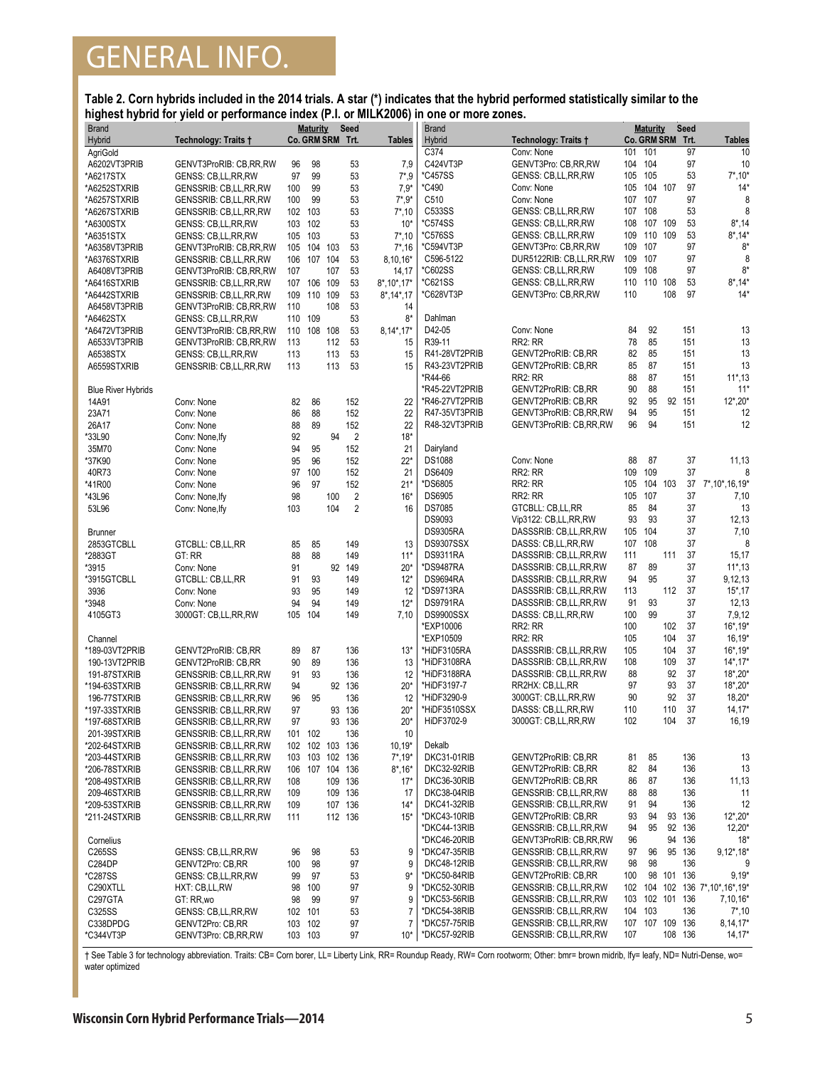# GENERAL INFO.

**Table 2. Corn hybrids included in the 2014 trials. A star (*) indicates that the hybrid performed statistically similar to the highest hybrid for yield or performance index (P.I. or MILK2006) in one or more zones.**

| Brand Hybrid | Technology: Traits † | Maturity Co. | Maturity GRM | Maturity SRM | Seed Trt. | Tables |
|---|---|---|---|---|---|---|
| AgriGold | | | | | | |
| A6202VT3PRIB | GENVT3ProRIB: CB,RR,RW | 96 | 98 | | 53 | 7,9 |
| *A6217STX | GENSS: CB,LL,RR,RW | 97 | 99 | | 53 | 7*,9 |
| *A6252STXRIB | GENSSRIB: CB,LL,RR,RW | 100 | 99 | | 53 | 7,9* |
| *A6257STXRIB | GENSSRIB: CB,LL,RR,RW | 100 | 99 | | 53 | 7*,9* |
| *A6267STXRIB | GENSSRIB: CB,LL,RR,RW | 102 | 103 | | 53 | 7*,10 |
| *A6300STX | GENSS: CB,LL,RR,RW | 103 | 102 | | 53 | 10* |
| *A6351STX | GENSS: CB,LL,RR,RW | 105 | 103 | | 53 | 7*,10 |
| *A6358VT3PRIB | GENVT3ProRIB: CB,RR,RW | 105 | 104 | 103 | 53 | 7*,16 |
| *A6376STXRIB | GENSSRIB: CB,LL,RR,RW | 106 | 107 | 104 | 53 | 8,10,16* |
| A6408VT3PRIB | GENVT3ProRIB: CB,RR,RW | 107 | | 107 | 53 | 14,17 |
| *A6416STXRIB | GENSSRIB: CB,LL,RR,RW | 107 | 106 | 109 | 53 | 8*,10*,17* |
| *A6442STXRIB | GENSSRIB: CB,LL,RR,RW | 109 | 110 | 109 | 53 | 8*,14*,17 |
| A6458VT3PRIB | GENVT3ProRIB: CB,RR,RW | 110 | | 108 | 53 | 14 |
| *A6462STX | GENSS: CB,LL,RR,RW | 110 | 109 | | 53 | 8* |
| *A6472VT3PRIB | GENVT3ProRIB: CB,RR,RW | 110 | 108 | 108 | 53 | 8,14*,17* |
| A6533VT3PRIB | GENVT3ProRIB: CB,RR,RW | 113 | | 112 | 53 | 15 |
| A6538STX | GENSS: CB,LL,RR,RW | 113 | | 113 | 53 | 15 |
| A6559STXRIB | GENSSRIB: CB,LL,RR,RW | 113 | | 113 | 53 | 15 |
| Blue River Hybrids | | | | | | |
| 14A91 | Conv: None | 82 | 86 | | 152 | 22 |
| 23A71 | Conv: None | 86 | 88 | | 152 | 22 |
| 26A17 | Conv: None | 88 | 89 | | 152 | 22 |
| *33L90 | Conv: None,lfy | 92 | | 94 | 2 | 18* |
| 35M70 | Conv: None | 94 | 95 | | 152 | 21 |
| *37K90 | Conv: None | 95 | 96 | | 152 | 22* |
| 40R73 | Conv: None | 97 | 100 | | 152 | 21 |
| *41R00 | Conv: None | 96 | 97 | | 152 | 21* |
| *43L96 | Conv: None,lfy | 98 | | 100 | 2 | 16* |
| 53L96 | Conv: None,lfy | 103 | | 104 | 2 | 16 |
| Brunner | | | | | | |
| 2853GTCBLL | GTCBLL: CB,LL,RR | 85 | 85 | | 149 | 13 |
| *2883GT | GT: RR | 88 | 88 | | 149 | 11* |
| *3915 | Conv: None | 91 | | 92 | 149 | 20* |
| *3915GTCBLL | GTCBLL: CB,LL,RR | 91 | 93 | | 149 | 12* |
| 3936 | Conv: None | 93 | 95 | | 149 | 12 |
| *3948 | Conv: None | 94 | 94 | | 149 | 12* |
| 4105GT3 | 3000GT: CB,LL,RR,RW | 105 | 104 | | 149 | 7,10 |
| Channel | | | | | | |
| *189-03VT2PRIB | GENVT2ProRIB: CB,RR | 89 | 87 | | 136 | 13* |
| 190-13VT2PRIB | GENVT2ProRIB: CB,RR | 90 | 89 | | 136 | 13 |
| 191-87STXRIB | GENSSRIB: CB,LL,RR,RW | 91 | 93 | | 136 | 12 |
| *194-63STXRIB | GENSSRIB: CB,LL,RR,RW | 94 | | 92 | 136 | 20* |
| 196-77STXRIB | GENSSRIB: CB,LL,RR,RW | 96 | 95 | | 136 | 12 |
| *197-33STXRIB | GENSSRIB: CB,LL,RR,RW | 97 | | 93 | 136 | 20* |
| *197-68STXRIB | GENSSRIB: CB,LL,RR,RW | 97 | | 93 | 136 | 20* |
| 201-39STXRIB | GENSSRIB: CB,LL,RR,RW | 101 | 102 | | 136 | 10 |
| *202-64STXRIB | GENSSRIB: CB,LL,RR,RW | 102 | 102 | 103 | 136 | 10,19* |
| *203-44STXRIB | GENSSRIB: CB,LL,RR,RW | 103 | 103 | 102 | 136 | 7*,19* |
| *206-78STXRIB | GENSSRIB: CB,LL,RR,RW | 106 | 107 | 104 | 136 | 8*,16* |
| *208-49STXRIB | GENSSRIB: CB,LL,RR,RW | 108 | | 109 | 136 | 17* |
| 209-46STXRIB | GENSSRIB: CB,LL,RR,RW | 109 | | 109 | 136 | 17 |
| *209-53STXRIB | GENSSRIB: CB,LL,RR,RW | 109 | | 107 | 136 | 14* |
| *211-24STXRIB | GENSSRIB: CB,LL,RR,RW | 111 | | 112 | 136 | 15* |
| Cornelius | | | | | | |
| C265SS | GENSS: CB,LL,RR,RW | 96 | 98 | | 53 | 9 |
| C284DP | GENVT2Pro: CB,RR | 100 | 98 | | 97 | 9 |
| *C287SS | GENSS: CB,LL,RR,RW | 99 | 97 | | 53 | 9* |
| C290XTLL | HXT: CB,LL,RW | 98 | 100 | | 97 | 9 |
| C297GTA | GT: RR,wo | 98 | 99 | | 97 | 9 |
| C325SS | GENSS: CB,LL,RR,RW | 102 | 101 | | 53 | 7 |
| C338DPDG | GENVT2Pro: CB,RR | 103 | 102 | | 97 | 7 |
| *C344VT3P | GENVT3Pro: CB,RR,RW | 103 | 103 | | 97 | 10* |
| C374 | Conv: None | 101 | 101 | | 97 | 10 |
| C424VT3P | GENVT3Pro: CB,RR,RW | 104 | 104 | | 97 | 10 |
| *C457SS | GENSS: CB,LL,RR,RW | 105 | 105 | | 53 | 7*,10* |
| *C490 | Conv: None | 105 | 104 | 107 | 97 | 14* |
| C510 | Conv: None | 107 | 107 | | 97 | 8 |
| C533SS | GENSS: CB,LL,RR,RW | 107 | 108 | | 53 | 8 |
| *C574SS | GENSS: CB,LL,RR,RW | 108 | 107 | 109 | 53 | 8*,14 |
| *C576SS | GENSS: CB,LL,RR,RW | 109 | 110 | 109 | 53 | 8*,14* |
| *C594VT3P | GENVT3Pro: CB,RR,RW | 109 | 107 | | 97 | 8* |
| C596-5122 | DUR5122RIB: CB,LL,RR,RW | 109 | 107 | | 97 | 8 |
| *C602SS | GENSS: CB,LL,RR,RW | 109 | 108 | | 97 | 8* |
| *C621SS | GENSS: CB,LL,RR,RW | 110 | 110 | 108 | 53 | 8*,14* |
| *C628VT3P | GENVT3Pro: CB,RR,RW | 110 | | 108 | 97 | 14* |
| Dahlman | | | | | | |
| D42-05 | Conv: None | 84 | 92 | | 151 | 13 |
| R39-11 | RR2: RR | 78 | 85 | | 151 | 13 |
| R41-28VT2PRIB | GENVT2ProRIB: CB,RR | 82 | 85 | | 151 | 13 |
| R43-23VT2PRIB | GENVT2ProRIB: CB,RR | 85 | 87 | | 151 | 13 |
| *R44-66 | RR2: RR | 88 | 87 | | 151 | 11*,13 |
| *R45-22VT2PRIB | GENVT2ProRIB: CB,RR | 90 | 88 | | 151 | 11* |
| *R46-27VT2PRIB | GENVT2ProRIB: CB,RR | 92 | 95 | 92 | 151 | 12*,20* |
| R47-35VT3PRIB | GENVT3ProRIB: CB,RR,RW | 94 | 95 | | 151 | 12 |
| R48-32VT3PRIB | GENVT3ProRIB: CB,RR,RW | 96 | 94 | | 151 | 12 |
| Dairyland | | | | | | |
| DS1088 | Conv: None | 88 | 87 | | 37 | 11,13 |
| DS6409 | RR2: RR | 109 | 109 | | 37 | 8 |
| *DS6805 | RR2: RR | 105 | 104 | 103 | 37 | 7*,10*,16,19* |
| DS6905 | RR2: RR | 105 | 107 | | 37 | 7,10 |
| DS7085 | GTCBLL: CB,LL,RR | 85 | 84 | | 37 | 13 |
| DS9093 | Vip3122: CB,LL,RR,RW | 93 | 93 | | 37 | 12,13 |
| DS9305RA | DASSSRIB: CB,LL,RR,RW | 105 | 104 | | 37 | 7,10 |
| DS9307SSX | DASSS: CB,LL,RR,RW | 107 | 108 | | 37 | 8 |
| DS9311RA | DASSSRIB: CB,LL,RR,RW | 111 | | 111 | 37 | 15,17 |
| *DS9487RA | DASSSRIB: CB,LL,RR,RW | 87 | 89 | | 37 | 11*,13 |
| DS9694RA | DASSSRIB: CB,LL,RR,RW | 94 | 95 | | 37 | 9,12,13 |
| *DS9713RA | DASSSRIB: CB,LL,RR,RW | 113 | | 112 | 37 | 15*,17 |
| DS9791RA | DASSSRIB: CB,LL,RR,RW | 91 | 93 | | 37 | 12,13 |
| DS9900SSX | DASSS: CB,LL,RR,RW | 100 | 99 | | 37 | 7,9,12 |
| *EXP10006 | RR2: RR | 100 | | 102 | 37 | 16*,19* |
| *EXP10509 | RR2: RR | 105 | | 104 | 37 | 16,19* |
| *HiDF3105RA | DASSSRIB: CB,LL,RR,RW | 105 | | 104 | 37 | 16*,19* |
| *HiDF3108RA | DASSSRIB: CB,LL,RR,RW | 108 | | 109 | 37 | 14*,17* |
| *HiDF3188RA | DASSSRIB: CB,LL,RR,RW | 88 | | 92 | 37 | 18*,20* |
| *HiDF3197-7 | RR2HX: CB,LL,RR | 97 | | 93 | 37 | 18*,20* |
| *HiDF3290-9 | 3000GT: CB,LL,RR,RW | 90 | | 92 | 37 | 18,20* |
| *HiDF3510SSX | DASSS: CB,LL,RR,RW | 110 | | 110 | 37 | 14,17* |
| HiDF3702-9 | 3000GT: CB,LL,RR,RW | 102 | | 104 | 37 | 16,19 |
| Dekalb | | | | | | |
| DKC31-01RIB | GENVT2ProRIB: CB,RR | 81 | 85 | | 136 | 13 |
| DKC32-92RIB | GENVT2ProRIB: CB,RR | 82 | 84 | | 136 | 13 |
| DKC36-30RIB | GENVT2ProRIB: CB,RR | 86 | 87 | | 136 | 11,13 |
| DKC38-04RIB | GENSSRIB: CB,LL,RR,RW | 88 | 88 | | 136 | 11 |
| DKC41-32RIB | GENSSRIB: CB,LL,RR,RW | 91 | 94 | | 136 | 12 |
| *DKC43-10RIB | GENVT2ProRIB: CB,RR | 93 | 94 | 93 | 136 | 12*,20* |
| *DKC44-13RIB | GENSSRIB: CB,LL,RR,RW | 94 | 95 | 92 | 136 | 12,20* |
| *DKC46-20RIB | GENVT3ProRIB: CB,RR,RW | 96 | | 94 | 136 | 18* |
| *DKC47-35RIB | GENSSRIB: CB,LL,RR,RW | 97 | 96 | 95 | 136 | 9,12*,18* |
| DKC48-12RIB | GENSSRIB: CB,LL,RR,RW | 98 | 98 | | 136 | 9 |
| *DKC50-84RIB | GENVT2ProRIB: CB,RR | 100 | 98 | 101 | 136 | 9,19* |
| *DKC52-30RIB | GENSSRIB: CB,LL,RR,RW | 102 | 104 | 102 | 136 | 7*,10*,16*,19* |
| *DKC53-56RIB | GENSSRIB: CB,LL,RR,RW | 103 | 102 | 101 | 136 | 7,10,16* |
| *DKC54-38RIB | GENSSRIB: CB,LL,RR,RW | 104 | 103 | | 136 | 7*,10 |
| *DKC57-75RIB | GENSSRIB: CB,LL,RR,RW | 107 | 107 | 109 | 136 | 8,14,17* |
| *DKC57-92RIB | GENSSRIB: CB,LL,RR,RW | 107 | | 108 | 136 | 14,17* |

† See Table 3 for technology abbreviation. Traits: CB= Corn borer, LL= Liberty Link, RR= Roundup Ready, RW= Corn rootworm; Other: bmr= brown midrib, lfy= leafy, ND= Nutri-Dense, wo= water optimized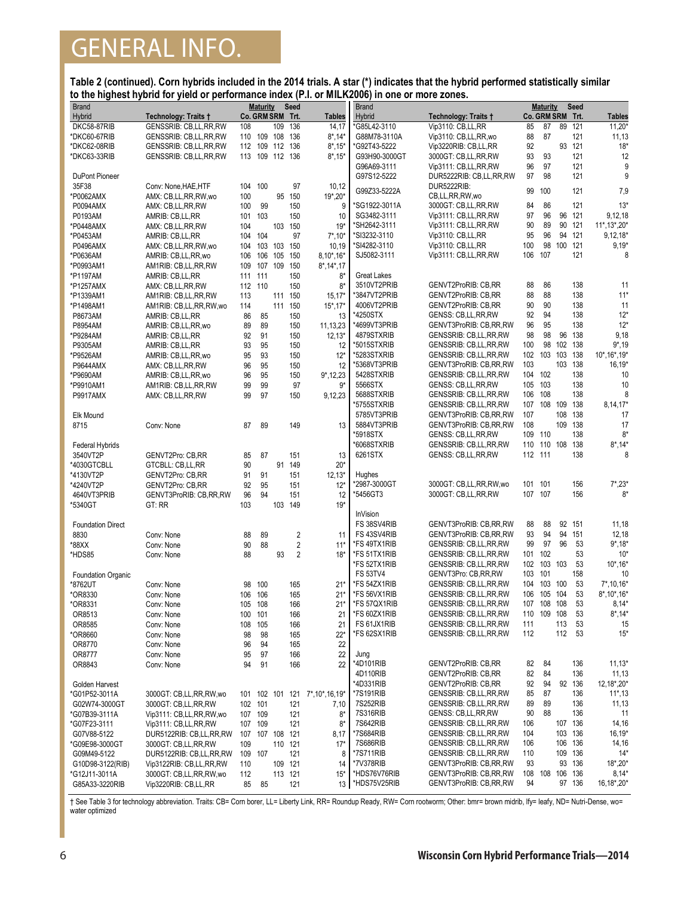# GENERAL INFO.

**Table 2 (continued). Corn hybrids included in the 2014 trials. A star (*) indicates that the hybrid performed statistically similar to the highest hybrid for yield or performance index (P.I. or MILK2006) in one or more zones.**

| Brand Hybrid | Technology: Traits † | Maturity Co. | Maturity GRM | Maturity SRM | Seed Trt. | Tables |
|---|---|---|---|---|---|---|
| DKC58-87RIB | GENSSRIB: CB,LL,RR,RW | 108 | | 109 | 136 | 14,17 |
| *DKC60-67RIB | GENSSRIB: CB,LL,RR,RW | 110 | 109 | 108 | 136 | 8*,14* |
| *DKC62-08RIB | GENSSRIB: CB,LL,RR,RW | 112 | 109 | 112 | 136 | 8*,15* |
| *DKC63-33RIB | GENSSRIB: CB,LL,RR,RW | 113 | 109 | 112 | 136 | 8*,15* |
| **DuPont Pioneer** | | | | | | |
| 35F38 | Conv: None,HAE,HTF | 104 | 100 | | 97 | 10,12 |
| *P0062AMX | AMX: CB,LL,RR,RW,wo | 100 | | 95 | 150 | 19*,20* |
| P0094AMX | AMX: CB,LL,RR,RW | 100 | 99 | | 150 | 9 |
| P0193AM | AMRIB: CB,LL,RR | 101 | 103 | | 150 | 10 |
| *P0448AMX | AMX: CB,LL,RR,RW | 104 | | 103 | 150 | 19* |
| *P0453AM | AMRIB: CB,LL,RR | 104 | 104 | | 97 | 7*,10* |
| P0496AMX | AMX: CB,LL,RR,RW,wo | 104 | 103 | 103 | 150 | 10,19 |
| *P0636AM | AMRIB: CB,LL,RR,wo | 106 | 106 | 105 | 150 | 8,10*,16* |
| *P0993AM1 | AM1RIB: CB,LL,RR,RW | 109 | 107 | 109 | 150 | 8*,14*,17 |
| *P1197AM | AMRIB: CB,LL,RR | 111 | 111 | | 150 | 8* |
| *P1257AMX | AMX: CB,LL,RR,RW | 112 | 110 | | 150 | 8* |
| *P1339AM1 | AM1RIB: CB,LL,RR,RW | 113 | | 111 | 150 | 15,17* |
| *P1498AM1 | AM1RIB: CB,LL,RR,RW,wo | 114 | | 111 | 150 | 15*,17* |
| P8673AM | AMRIB: CB,LL,RR | 86 | 85 | | 150 | 13 |
| P8954AM | AMRIB: CB,LL,RR,wo | 89 | 89 | | 150 | 11,13,23 |
| *P9284AM | AMRIB: CB,LL,RR | 92 | 91 | | 150 | 12,13* |
| P9305AM | AMRIB: CB,LL,RR | 93 | 95 | | 150 | 12 |
| *P9526AM | AMRIB: CB,LL,RR,wo | 95 | 93 | | 150 | 12* |
| P9644AMX | AMX: CB,LL,RR,RW | 96 | 95 | | 150 | 12 |
| *P9690AM | AMRIB: CB,LL,RR,wo | 96 | 95 | | 150 | 9*,12,23 |
| *P9910AM1 | AM1RIB: CB,LL,RR,RW | 99 | 99 | | 97 | 9* |
| P9917AMX | AMX: CB,LL,RR,RW | 99 | 97 | | 150 | 9,12,23 |
| **Elk Mound** | | | | | | |
| 8715 | Conv: None | 87 | 89 | | 149 | 13 |
| **Federal Hybrids** | | | | | | |
| 3540VT2P | GENVT2Pro: CB,RR | 85 | 87 | | 151 | 13 |
| *4030GTCBLL | GTCBLL: CB,LL,RR | 90 | | 91 | 149 | 20* |
| *4130VT2P | GENVT2Pro: CB,RR | 91 | 91 | | 151 | 12,13* |
| *4240VT2P | GENVT2Pro: CB,RR | 92 | 95 | | 151 | 12* |
| 4640VT3PRIB | GENVT3ProRIB: CB,RR,RW | 96 | 94 | | 151 | 12 |
| *5340GT | GT: RR | 103 | | 103 | 149 | 19* |
| **Foundation Direct** | | | | | | |
| 8830 | Conv: None | 88 | 89 | | 2 | 11 |
| *88XX | Conv: None | 90 | 88 | | 2 | 11* |
| *HDS85 | Conv: None | 88 | | 93 | 2 | 18* |
| **Foundation Organic** | | | | | | |
| *8762UT | Conv: None | 98 | 100 | | 165 | 21* |
| *OR8330 | Conv: None | 106 | 106 | | 165 | 21* |
| *OR8331 | Conv: None | 105 | 108 | | 166 | 21* |
| OR8513 | Conv: None | 100 | 101 | | 166 | 21 |
| OR8585 | Conv: None | 108 | 105 | | 166 | 21 |
| *OR8660 | Conv: None | 98 | 98 | | 165 | 22* |
| OR8770 | Conv: None | 96 | 94 | | 165 | 22 |
| OR8777 | Conv: None | 95 | 97 | | 166 | 22 |
| OR8843 | Conv: None | 94 | 91 | | 166 | 22 |
| **Golden Harvest** | | | | | | |
| *G01P52-3011A | 3000GT: CB,LL,RR,RW,wo | 101 | 102 | 101 | 121 | 7*,10*,16,19* |
| G02W74-3000GT | 3000GT: CB,LL,RR,RW | 102 | 101 | | 121 | 7,10 |
| *G07B39-3111A | Vip3111: CB,LL,RR,RW,wo | 107 | 109 | | 121 | 8* |
| *G07F23-3111 | Vip3111: CB,LL,RR,RW | 107 | 109 | | 121 | 8* |
| G07V88-5122 | DUR5122RIB: CB,LL,RR,RW | 107 | 107 | 108 | 121 | 8,17 |
| *G09E98-3000GT | 3000GT: CB,LL,RR,RW | 109 | | 110 | 121 | 17* |
| G09M49-5122 | DUR5122RIB: CB,LL,RR,RW | 109 | 107 | | 121 | 8 |
| G10D98-3122(RIB) | Vip3122RIB: CB,LL,RR,RW | 110 | | 109 | 121 | 14 |
| *G12J11-3011A | 3000GT: CB,LL,RR,RW,wo | 112 | | 113 | 121 | 15* |
| G85A33-3220RIB | Vip3220RIB: CB,LL,RR | 85 | 85 | | 121 | 13 |
| *G85L42-3110 | Vip3110: CB,LL,RR | 85 | 87 | 89 | 121 | 11,20* |
| G88M78-3110A | Vip3110: CB,LL,RR,wo | 88 | 87 | | 121 | 11,13 |
| *G92T43-5222 | Vip3220RIB: CB,LL,RR | 92 | | 93 | 121 | 18* |
| G93H90-3000GT | 3000GT: CB,LL,RR,RW | 93 | 93 | | 121 | 12 |
| G96A69-3111 | Vip3111: CB,LL,RR,RW | 96 | 97 | | 121 | 9 |
| G97S12-5222 | DUR5222RIB: CB,LL,RR,RW | 97 | 98 | | 121 | 9 |
| G99Z33-5222A | DUR5222RIB: CB,LL,RR,RW,wo | 99 | 100 | | 121 | 7,9 |
| *SG1922-3011A | 3000GT: CB,LL,RR,RW | 84 | 86 | | 121 | 13* |
| SG3482-3111 | Vip3111: CB,LL,RR,RW | 97 | 96 | 96 | 121 | 9,12,18 |
| *SH2642-3111 | Vip3111: CB,LL,RR,RW | 90 | 89 | 90 | 121 | 11*,13*,20* |
| *SI3232-3110 | Vip3110: CB,LL,RR | 95 | 96 | 94 | 121 | 9,12,18* |
| *SI4282-3110 | Vip3110: CB,LL,RR | 100 | 98 | 100 | 121 | 9,19* |
| SJ5082-3111 | Vip3111: CB,LL,RR,RW | 106 | 107 | | 121 | 8 |
| **Great Lakes** | | | | | | |
| 3510VT2PRIB | GENVT2ProRIB: CB,RR | 88 | 86 | | 138 | 11 |
| *3847VT2PRIB | GENVT2ProRIB: CB,RR | 88 | 88 | | 138 | 11* |
| 4006VT2PRIB | GENVT2ProRIB: CB,RR | 90 | 90 | | 138 | 11 |
| *4250STX | GENSS: CB,LL,RR,RW | 92 | 94 | | 138 | 12* |
| *4699VT3PRIB | GENVT3ProRIB: CB,RR,RW | 96 | 95 | | 138 | 12* |
| 4879STXRIB | GENSSRIB: CB,LL,RR,RW | 98 | 98 | 96 | 138 | 9,18 |
| *5015STXRIB | GENSSRIB: CB,LL,RR,RW | 100 | 98 | 102 | 138 | 9*,19 |
| *5283STXRIB | GENSSRIB: CB,LL,RR,RW | 102 | 103 | 103 | 138 | 10*,16*,19* |
| *5368VT3PRIB | GENVT3ProRIB: CB,RR,RW | 103 | | 103 | 138 | 16,19* |
| 5428STXRIB | GENSSRIB: CB,LL,RR,RW | 104 | 102 | | 138 | 10 |
| 5566STX | GENSS: CB,LL,RR,RW | 105 | 103 | | 138 | 10 |
| 5688STXRIB | GENSSRIB: CB,LL,RR,RW | 106 | 108 | | 138 | 8 |
| *5755STXRIB | GENSSRIB: CB,LL,RR,RW | 107 | 108 | 109 | 138 | 8,14,17* |
| 5785VT3PRIB | GENVT3ProRIB: CB,RR,RW | 107 | | 108 | 138 | 17 |
| 5884VT3PRIB | GENVT3ProRIB: CB,RR,RW | 108 | | 109 | 138 | 17 |
| *5918STX | GENSS: CB,LL,RR,RW | 109 | 110 | | 138 | 8* |
| *6068STXRIB | GENSSRIB: CB,LL,RR,RW | 110 | 110 | 108 | 138 | 8*,14* |
| 6261STX | GENSS: CB,LL,RR,RW | 112 | 111 | | 138 | 8 |
| **Hughes** | | | | | | |
| *2987-3000GT | 3000GT: CB,LL,RR,RW,wo | 101 | 101 | | 156 | 7*,23* |
| *5456GT3 | 3000GT: CB,LL,RR,RW | 107 | 107 | | 156 | 8* |
| **InVision** | | | | | | |
| FS 38SV4RIB | GENVT3ProRIB: CB,RR,RW | 88 | 88 | 92 | 151 | 11,18 |
| FS 43SV4RIB | GENVT3ProRIB: CB,RR,RW | 93 | 94 | 94 | 151 | 12,18 |
| *FS 49TX1RIB | GENSSRIB: CB,LL,RR,RW | 99 | 97 | 96 | 53 | 9*,18* |
| *FS 51TX1RIB | GENSSRIB: CB,LL,RR,RW | 101 | 102 | | 53 | 10* |
| *FS 52TX1RIB | GENSSRIB: CB,LL,RR,RW | 102 | 103 | 103 | 53 | 10*,16* |
| FS 53TV4 | GENVT3Pro: CB,RR,RW | 103 | 101 | | 158 | 10 |
| *FS 54ZX1RIB | GENSSRIB: CB,LL,RR,RW | 104 | 103 | 100 | 53 | 7*,10,16* |
| *FS 56VX1RIB | GENSSRIB: CB,LL,RR,RW | 106 | 105 | 104 | 53 | 8*,10*,16* |
| *FS 57QX1RIB | GENSSRIB: CB,LL,RR,RW | 107 | 108 | 108 | 53 | 8,14* |
| *FS 60ZX1RIB | GENSSRIB: CB,LL,RR,RW | 110 | 109 | 108 | 53 | 8*,14* |
| FS 61JX1RIB | GENSSRIB: CB,LL,RR,RW | 111 | | 113 | 53 | 15 |
| *FS 62SX1RIB | GENSSRIB: CB,LL,RR,RW | 112 | | 112 | 53 | 15* |
| **Jung** | | | | | | |
| *4D101RIB | GENVT2ProRIB: CB,RR | 82 | 84 | | 136 | 11,13* |
| 4D110RIB | GENVT2ProRIB: CB,RR | 82 | 84 | | 136 | 11,13 |
| *4D331RIB | GENVT2ProRIB: CB,RR | 92 | 94 | 92 | 136 | 12,18*,20* |
| *7S191RIB | GENSSRIB: CB,LL,RR,RW | 85 | 87 | | 136 | 11*,13 |
| 7S252RIB | GENSSRIB: CB,LL,RR,RW | 89 | 89 | | 136 | 11,13 |
| 7S316RIB | GENSS: CB,LL,RR,RW | 90 | 88 | | 136 | 11 |
| 7S642RIB | GENSSRIB: CB,LL,RR,RW | 106 | | 107 | 136 | 14,16 |
| *7S684RIB | GENSSRIB: CB,LL,RR,RW | 104 | | 103 | 136 | 16,19* |
| 7S686RIB | GENSSRIB: CB,LL,RR,RW | 106 | | 106 | 136 | 14,16 |
| *7S711RIB | GENSSRIB: CB,LL,RR,RW | 110 | | 109 | 136 | 14* |
| *7V378RIB | GENVT3ProRIB: CB,RR,RW | 93 | | 93 | 136 | 18*,20* |
| *HDS76V76RIB | GENVT3ProRIB: CB,RR,RW | 108 | 108 | 106 | 136 | 8,14* |
| *HDS75V25RIB | GENVT3ProRIB: CB,RR,RW | 94 | | 97 | 136 | 16,18*,20* |

† See Table 3 for technology abbreviation. Traits: CB= Corn borer, LL= Liberty Link, RR= Roundup Ready, RW= Corn rootworm; Other: bmr= brown midrib, lfy= leafy, ND= Nutri-Dense, wo= water optimized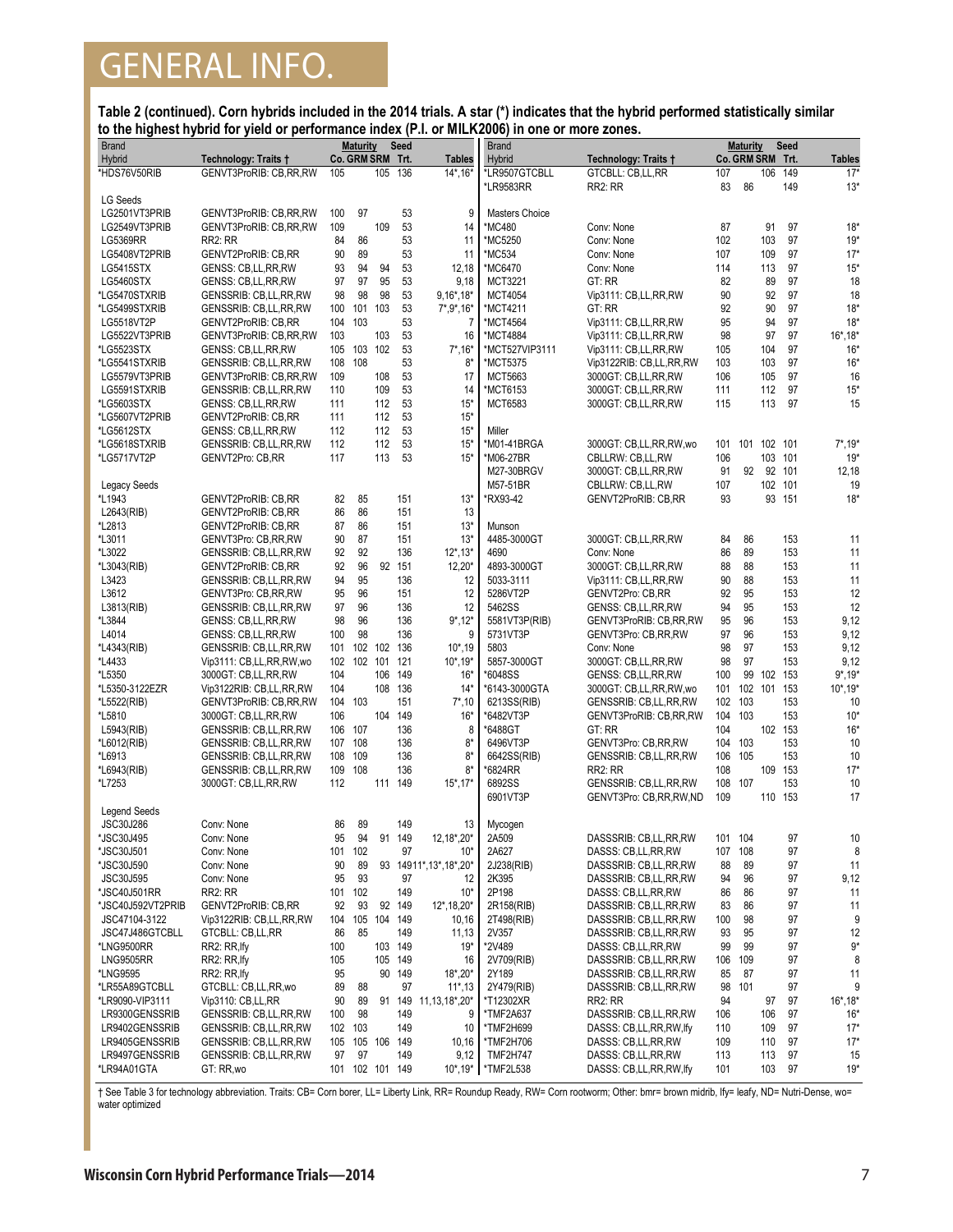# GENERAL INFO.

**Table 2 (continued). Corn hybrids included in the 2014 trials. A star (*) indicates that the hybrid performed statistically similar to the highest hybrid for yield or performance index (P.I. or MILK2006) in one or more zones.**

| Brand Hybrid | Technology: Traits † | Maturity Co. | Maturity GRM | Maturity SRM | Seed Trt. | Tables |
|---|---|---|---|---|---|---|
| *HDS76V50RIB | GENVT3ProRIB: CB,RR,RW | 105 | | 105 | 136 | 14*,16* |
| LG Seeds | | | | | | |
| LG2501VT3PRIB | GENVT3ProRIB: CB,RR,RW | 100 | 97 | | 53 | 9 |
| LG2549VT3PRIB | GENVT3ProRIB: CB,RR,RW | 109 | | 109 | 53 | 14 |
| LG5369RR | RR2: RR | 84 | 86 | | 53 | 11 |
| LG5408VT2PRIB | GENVT2ProRIB: CB,RR | 90 | 89 | | 53 | 11 |
| LG5415STX | GENSS: CB,LL,RR,RW | 93 | 94 | 94 | 53 | 12,18 |
| LG5460STX | GENSS: CB,LL,RR,RW | 97 | 97 | 95 | 53 | 9,18 |
| *LG5470STXRIB | GENSSRIB: CB,LL,RR,RW | 98 | 98 | 98 | 53 | 9,16*,18* |
| *LG5499STXRIB | GENSSRIB: CB,LL,RR,RW | 100 | 101 | 103 | 53 | 7*,9*,16* |
| LG5518VT2P | GENVT2ProRIB: CB,RR | 104 | 103 | | 53 | 7 |
| LG5522VT3PRIB | GENVT3ProRIB: CB,RR,RW | 103 | | 103 | 53 | 16 |
| *LG5523STX | GENSS: CB,LL,RR,RW | 105 | 103 | 102 | 53 | 7*,16* |
| *LG5541STXRIB | GENSSRIB: CB,LL,RR,RW | 108 | 108 | | 53 | 8* |
| LG5579VT3PRIB | GENVT3ProRIB: CB,RR,RW | 109 | | 108 | 53 | 17 |
| LG5591STXRIB | GENSSRIB: CB,LL,RR,RW | 110 | | 109 | 53 | 14 |
| *LG5603STX | GENSS: CB,LL,RR,RW | 111 | | 112 | 53 | 15* |
| *LG5607VT2PRIB | GENVT2ProRIB: CB,RR | 111 | | 112 | 53 | 15* |
| *LG5612STX | GENSS: CB,LL,RR,RW | 112 | | 112 | 53 | 15* |
| *LG5618STXRIB | GENSSRIB: CB,LL,RR,RW | 112 | | 112 | 53 | 15* |
| *LG5717VT2P | GENVT2Pro: CB,RR | 117 | | 113 | 53 | 15* |
| Legacy Seeds | | | | | | |
| *L1943 | GENVT2ProRIB: CB,RR | 82 | 85 | | 151 | 13* |
| L2643(RIB) | GENVT2ProRIB: CB,RR | 86 | 86 | | 151 | 13 |
| *L2813 | GENVT2ProRIB: CB,RR | 87 | 86 | | 151 | 13* |
| *L3011 | GENVT3Pro: CB,RR,RW | 90 | 87 | | 151 | 13* |
| *L3022 | GENSSRIB: CB,LL,RR,RW | 92 | 92 | | 136 | 12*,13* |
| *L3043(RIB) | GENVT2ProRIB: CB,RR | 92 | 96 | 92 | 151 | 12,20* |
| L3423 | GENSSRIB: CB,LL,RR,RW | 94 | 95 | | 136 | 12 |
| L3612 | GENVT3Pro: CB,RR,RW | 95 | 96 | | 151 | 12 |
| L3813(RIB) | GENSSRIB: CB,LL,RR,RW | 97 | 96 | | 136 | 12 |
| *L3844 | GENSS: CB,LL,RR,RW | 98 | 96 | | 136 | 9*,12* |
| L4014 | GENSS: CB,LL,RR,RW | 100 | 98 | | 136 | 9 |
| *L4343(RIB) | GENSSRIB: CB,LL,RR,RW | 101 | 102 | 102 | 136 | 10*,19 |
| *L4433 | Vip3111: CB,LL,RR,RW,wo | 102 | 102 | 101 | 121 | 10*,19* |
| *L5350 | 3000GT: CB,LL,RR,RW | 104 | | 106 | 149 | 16* |
| *L5350-3122EZR | Vip3122RIB: CB,LL,RR,RW | 104 | | 108 | 136 | 14* |
| *L5522(RIB) | GENVT3ProRIB: CB,RR,RW | 104 | 103 | | 151 | 7*,10 |
| *L5810 | 3000GT: CB,LL,RR,RW | 106 | | 104 | 149 | 16* |
| L5943(RIB) | GENSSRIB: CB,LL,RR,RW | 106 | 107 | | 136 | 8 |
| *L6012(RIB) | GENSSRIB: CB,LL,RR,RW | 107 | 108 | | 136 | 8* |
| *L6913 | GENSSRIB: CB,LL,RR,RW | 108 | 109 | | 136 | 8* |
| *L6943(RIB) | GENSSRIB: CB,LL,RR,RW | 109 | 108 | | 136 | 8* |
| *L7253 | 3000GT: CB,LL,RR,RW | 112 | | 111 | 149 | 15*,17* |
| Legend Seeds | | | | | | |
| JSC30J286 | Conv: None | 86 | 89 | | 149 | 13 |
| *JSC30J495 | Conv: None | 95 | 94 | 91 | 149 | 12,18*,20* |
| *JSC30J501 | Conv: None | 101 | 102 | | 97 | 10* |
| *JSC30J590 | Conv: None | 90 | 89 | 93 | 149 | 11*,13*,18*,20* |
| JSC30J595 | Conv: None | 95 | 93 | | 97 | 12 |
| *JSC40J501RR | RR2: RR | 101 | 102 | | 149 | 10* |
| *JSC40J592VT2PRIB | GENVT2ProRIB: CB,RR | 92 | 93 | 92 | 149 | 12*,18,20* |
| JSC47104-3122 | Vip3122RIB: CB,LL,RR,RW | 104 | 105 | 104 | 149 | 10,16 |
| JSC47J486GTCBLL | GTCBLL: CB,LL,RR | 86 | 85 | | 149 | 11,13 |
| *LNG9500RR | RR2: RR,lfy | 100 | | 103 | 149 | 19* |
| LNG9505RR | RR2: RR,lfy | 105 | | 105 | 149 | 16 |
| *LNG9595 | RR2: RR,lfy | 95 | | 90 | 149 | 18*,20* |
| *LR55A89GTCBLL | GTCBLL: CB,LL,RR,wo | 89 | 88 | | 97 | 11*,13 |
| *LR9090-VIP3111 | Vip3110: CB,LL,RR | 90 | 89 | 91 | 149 | 11,13,18*,20* |
| LR9300GENSSRIB | GENSSRIB: CB,LL,RR,RW | 100 | 98 | | 149 | 9 |
| LR9402GENSSRIB | GENSSRIB: CB,LL,RR,RW | 102 | 103 | | 149 | 10 |
| LR9405GENSSRIB | GENSSRIB: CB,LL,RR,RW | 105 | 105 | 106 | 149 | 10,16 |
| LR9497GENSSRIB | GENSSRIB: CB,LL,RR,RW | 97 | 97 | | 149 | 9,12 |
| *LR94A01GTA | GT: RR,wo | 101 | 102 | 101 | 149 | 10*,19* |
| *LR9507GTCBLL | GTCBLL: CB,LL,RR | 107 | | 106 | 149 | 17* |
| *LR9583RR | RR2: RR | 83 | 86 | | 149 | 13* |
| Masters Choice | | | | | | |
| *MC480 | Conv: None | 87 | | 91 | 97 | 18* |
| *MC5250 | Conv: None | 102 | | 103 | 97 | 19* |
| *MC534 | Conv: None | 107 | | 109 | 97 | 17* |
| *MC6470 | Conv: None | 114 | | 113 | 97 | 15* |
| MCT3221 | GT: RR | 82 | | 89 | 97 | 18 |
| MCT4054 | Vip3111: CB,LL,RR,RW | 90 | | 92 | 97 | 18 |
| *MCT4211 | GT: RR | 92 | | 90 | 97 | 18* |
| *MCT4564 | Vip3111: CB,LL,RR,RW | 95 | | 94 | 97 | 18* |
| *MCT4884 | Vip3111: CB,LL,RR,RW | 98 | | 97 | 97 | 16*,18* |
| *MCT527VIP3111 | Vip3111: CB,LL,RR,RW | 105 | | 104 | 97 | 16* |
| *MCT5375 | Vip3122RIB: CB,LL,RR,RW | 103 | | 103 | 97 | 16* |
| MCT5663 | 3000GT: CB,LL,RR,RW | 106 | | 105 | 97 | 16 |
| *MCT6153 | 3000GT: CB,LL,RR,RW | 111 | | 112 | 97 | 15* |
| MCT6583 | 3000GT: CB,LL,RR,RW | 115 | | 113 | 97 | 15 |
| Miller | | | | | | |
| *M01-41BRGA | 3000GT: CB,LL,RR,RW,wo | 101 | 101 | 102 | 101 | 7*,19* |
| *M06-27BR | CBLLRW: CB,LL,RW | 106 | | 103 | 101 | 19* |
| M27-30BRGV | 3000GT: CB,LL,RR,RW | 91 | 92 | 92 | 101 | 12,18 |
| M57-51BR | CBLLRW: CB,LL,RW | 107 | | 102 | 101 | 19 |
| *RX93-42 | GENVT2ProRIB: CB,RR | 93 | | 93 | 151 | 18* |
| Munson | | | | | | |
| 4485-3000GT | 3000GT: CB,LL,RR,RW | 84 | 86 | | 153 | 11 |
| 4690 | Conv: None | 86 | 89 | | 153 | 11 |
| 4893-3000GT | 3000GT: CB,LL,RR,RW | 88 | 88 | | 153 | 11 |
| 5033-3111 | Vip3111: CB,LL,RR,RW | 90 | 88 | | 153 | 11 |
| 5286VT2P | GENVT2Pro: CB,RR | 92 | 95 | | 153 | 12 |
| 5462SS | GENSS: CB,LL,RR,RW | 94 | 95 | | 153 | 12 |
| 5581VT3P(RIB) | GENVT3ProRIB: CB,RR,RW | 95 | 96 | | 153 | 9,12 |
| 5731VT3P | GENVT3Pro: CB,RR,RW | 97 | 96 | | 153 | 9,12 |
| 5803 | Conv: None | 98 | 97 | | 153 | 9,12 |
| 5857-3000GT | 3000GT: CB,LL,RR,RW | 98 | 97 | | 153 | 9,12 |
| *6048SS | GENSS: CB,LL,RR,RW | 100 | 99 | 102 | 153 | 9*,19* |
| *6143-3000GTA | 3000GT: CB,LL,RR,RW,wo | 101 | 102 | 101 | 153 | 10*,19* |
| 6213SS(RIB) | GENSSRIB: CB,LL,RR,RW | 102 | 103 | | 153 | 10 |
| *6482VT3P | GENVT3ProRIB: CB,RR,RW | 104 | 103 | | 153 | 10* |
| *6488GT | GT: RR | 104 | | 102 | 153 | 16* |
| 6496VT3P | GENVT3Pro: CB,RR,RW | 104 | 103 | | 153 | 10 |
| 6642SS(RIB) | GENSSRIB: CB,LL,RR,RW | 106 | 105 | | 153 | 10 |
| *6824RR | RR2: RR | 108 | | 109 | 153 | 17* |
| 6892SS | GENSSRIB: CB,LL,RR,RW | 108 | 107 | | 153 | 10 |
| 6901VT3P | GENVT3Pro: CB,RR,RW,ND | 109 | | 110 | 153 | 17 |
| Mycogen | | | | | | |
| 2A509 | DASSSRIB: CB,LL,RR,RW | 101 | 104 | | 97 | 10 |
| 2A627 | DASSS: CB,LL,RR,RW | 107 | 108 | | 97 | 8 |
| 2J238(RIB) | DASSSRIB: CB,LL,RR,RW | 88 | 89 | | 97 | 11 |
| 2K395 | DASSSRIB: CB,LL,RR,RW | 94 | 96 | | 97 | 9,12 |
| 2P198 | DASSS: CB,LL,RR,RW | 86 | 86 | | 97 | 11 |
| 2R158(RIB) | DASSSRIB: CB,LL,RR,RW | 83 | 86 | | 97 | 11 |
| 2T498(RIB) | DASSSRIB: CB,LL,RR,RW | 100 | 98 | | 97 | 9 |
| 2V357 | DASSSRIB: CB,LL,RR,RW | 93 | 95 | | 97 | 12 |
| *2V489 | DASSS: CB,LL,RR,RW | 99 | 99 | | 97 | 9* |
| 2V709(RIB) | DASSSRIB: CB,LL,RR,RW | 106 | 109 | | 97 | 8 |
| 2Y189 | DASSSRIB: CB,LL,RR,RW | 85 | 87 | | 97 | 11 |
| 2Y479(RIB) | DASSSRIB: CB,LL,RR,RW | 98 | 101 | | 97 | 9 |
| *T12302XR | RR2: RR | 94 | | 97 | 97 | 16*,18* |
| *TMF2A637 | DASSSRIB: CB,LL,RR,RW | 106 | | 106 | 97 | 16* |
| *TMF2H699 | DASSS: CB,LL,RR,RW,lfy | 110 | | 109 | 97 | 17* |
| *TMF2H706 | DASSS: CB,LL,RR,RW | 109 | | 110 | 97 | 17* |
| TMF2H747 | DASSS: CB,LL,RR,RW | 113 | | 113 | 97 | 15 |
| *TMF2L538 | DASSS: CB,LL,RR,RW,lfy | 101 | | 103 | 97 | 19* |

† See Table 3 for technology abbreviation. Traits: CB= Corn borer, LL= Liberty Link, RR= Roundup Ready, RW= Corn rootworm; Other: bmr= brown midrib, lfy= leafy, ND= Nutri-Dense, wo= water optimized

Wisconsin Corn Hybrid Performance Trials—2014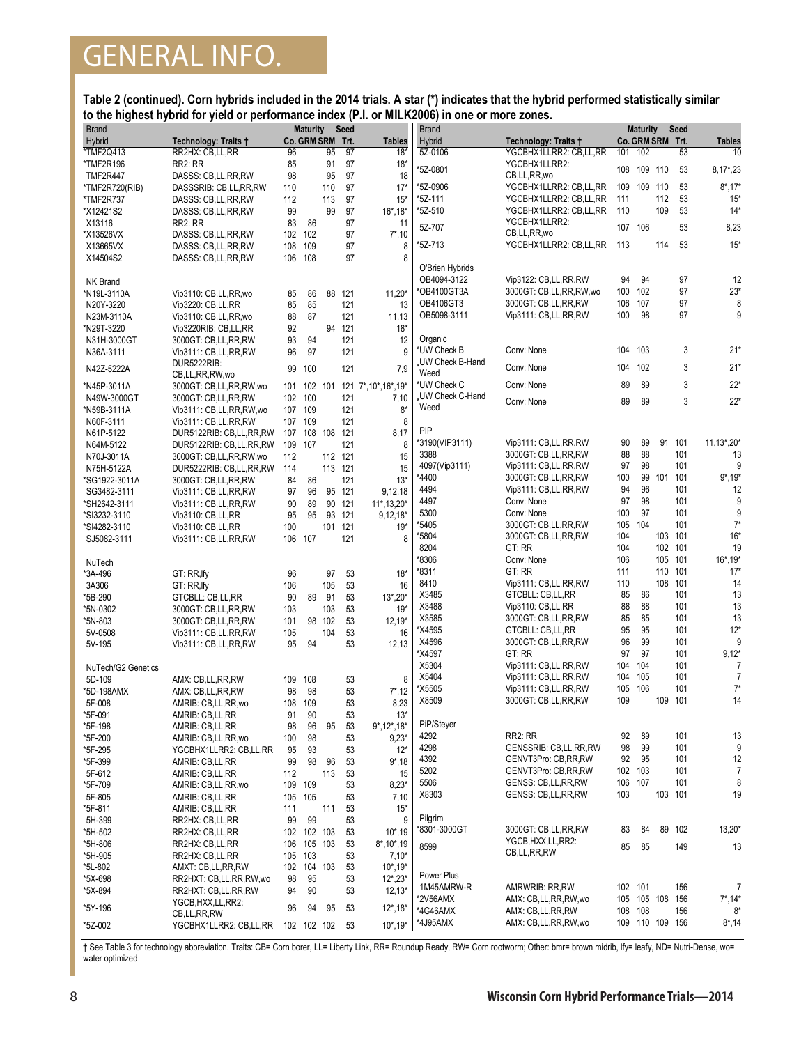# GENERAL INFO.

**Table 2 (continued). Corn hybrids included in the 2014 trials. A star (*) indicates that the hybrid performed statistically similar to the highest hybrid for yield or performance index (P.I. or MILK2006) in one or more zones.**

| Brand Hybrid | Technology: Traits † | Maturity Co. | Maturity GRM | Maturity SRM | Seed Trt. | Tables |
|---|---|---|---|---|---|---|
| *TMF2Q413 | RR2HX: CB,LL,RR | 96 | | 95 | 97 | 18* |
| *TMF2R196 | RR2: RR | 85 | | 91 | 97 | 18* |
| TMF2R447 | DASSS: CB,LL,RR,RW | 98 | | 95 | 97 | 18 |
| *TMF2R720(RIB) | DASSSRIB: CB,LL,RR,RW | 110 | | 110 | 97 | 17* |
| *TMF2R737 | DASSS: CB,LL,RR,RW | 112 | | 113 | 97 | 15* |
| *X12421S2 | DASSS: CB,LL,RR,RW | 99 | | 99 | 97 | 16*,18* |
| X13116 | RR2: RR | 83 | 86 | | 97 | 11 |
| *X13526VX | DASSS: CB,LL,RR,RW | 102 | 102 | | 97 | 7*,10 |
| X13665VX | DASSS: CB,LL,RR,RW | 108 | 109 | | 97 | 8 |
| X14504S2 | DASSS: CB,LL,RR,RW | 106 | 108 | | 97 | 8 |
| **NK Brand** | | | | | | |
| *N19L-3110A | Vip3110: CB,LL,RR,wo | 85 | 86 | 88 | 121 | 11,20* |
| N20Y-3220 | Vip3220: CB,LL,RR | 85 | 85 | | 121 | 13 |
| N23M-3110A | Vip3110: CB,LL,RR,wo | 88 | 87 | | 121 | 11,13 |
| *N29T-3220 | Vip3220RIB: CB,LL,RR | 92 | | 94 | 121 | 18* |
| N31H-3000GT | 3000GT: CB,LL,RR,RW | 93 | 94 | | 121 | 12 |
| N36A-3111 | Vip3111: CB,LL,RR,RW | 96 | 97 | | 121 | 9 |
| N42Z-5222A | DUR5222RIB: CB,LL,RR,RW,wo | 99 | 100 | | 121 | 7,9 |
| *N45P-3011A | 3000GT: CB,LL,RR,RW,wo | 101 | 102 | 101 | 121 | 7*,10*,16*,19* |
| N49W-3000GT | 3000GT: CB,LL,RR,RW | 102 | 100 | | 121 | 7,10 |
| *N59B-3111A | Vip3111: CB,LL,RR,RW,wo | 107 | 109 | | 121 | 8* |
| N60F-3111 | Vip3111: CB,LL,RR,RW | 107 | 109 | | 121 | 8 |
| N61P-5122 | DUR5122RIB: CB,LL,RR,RW | 107 | 108 | 108 | 121 | 8,17 |
| N64M-5122 | DUR5122RIB: CB,LL,RR,RW | 109 | 107 | | 121 | 8 |
| N70J-3011A | 3000GT: CB,LL,RR,RW,wo | 112 | | 112 | 121 | 15 |
| N75H-5122A | DUR5222RIB: CB,LL,RR,RW | 114 | | 113 | 121 | 15 |
| *SG1922-3011A | 3000GT: CB,LL,RR,RW | 84 | 86 | | 121 | 13* |
| SG3482-3111 | Vip3111: CB,LL,RR,RW | 97 | 96 | 95 | 121 | 9,12,18 |
| *SH2642-3111 | Vip3111: CB,LL,RR,RW | 90 | 89 | 90 | 121 | 11*,13,20* |
| *SI3232-3110 | Vip3110: CB,LL,RR | 95 | 95 | 93 | 121 | 9,12,18* |
| *SI4282-3110 | Vip3110: CB,LL,RR | 100 | | 101 | 121 | 19* |
| SJ5082-3111 | Vip3111: CB,LL,RR,RW | 106 | 107 | | 121 | 8 |
| **NuTech** | | | | | | |
| *3A-496 | GT: RR,lfy | 96 | | 97 | 53 | 18* |
| 3A306 | GT: RR,lfy | 106 | | 105 | 53 | 16 |
| *5B-290 | GTCBLL: CB,LL,RR | 90 | 89 | 91 | 53 | 13*,20* |
| *5N-0302 | 3000GT: CB,LL,RR,RW | 103 | | 103 | 53 | 19* |
| *5N-803 | 3000GT: CB,LL,RR,RW | 101 | | 98 102 | 53 | 12,19* |
| 5V-0508 | Vip3111: CB,LL,RR,RW | 105 | | 104 | 53 | 16 |
| 5V-195 | Vip3111: CB,LL,RR,RW | 95 | 94 | | 53 | 12,13 |
| **NuTech/G2 Genetics** | | | | | | |
| 5D-109 | AMX: CB,LL,RR,RW | 109 | 108 | | 53 | 8 |
| *5D-198AMX | AMX: CB,LL,RR,RW | 98 | 98 | | 53 | 7*,12 |
| 5F-008 | AMRIB: CB,LL,RR,wo | 108 | 109 | | 53 | 8,23 |
| *5F-091 | AMRIB: CB,LL,RR | 91 | 90 | | 53 | 13* |
| *5F-198 | AMRIB: CB,LL,RR | 98 | 96 | 95 | 53 | 9*,12*,18* |
| *5F-200 | AMRIB: CB,LL,RR,wo | 100 | 98 | | 53 | 9,23* |
| *5F-295 | YGCBHX1LLRR2: CB,LL,RR | 95 | 93 | | 53 | 12* |
| *5F-399 | AMRIB: CB,LL,RR | 99 | 98 | 96 | 53 | 9*,18 |
| 5F-612 | AMRIB: CB,LL,RR | 112 | | 113 | 53 | 15 |
| *5F-709 | AMRIB: CB,LL,RR,wo | 109 | 109 | | 53 | 8,23* |
| 5F-805 | AMRIB: CB,LL,RR | 105 | 105 | | 53 | 7,10 |
| *5F-811 | AMRIB: CB,LL,RR | 111 | | 111 | 53 | 15* |
| 5H-399 | RR2HX: CB,LL,RR | 99 | 99 | | 53 | 9 |
| *5H-502 | RR2HX: CB,LL,RR | 102 | 102 | 103 | 53 | 10*,19 |
| *5H-806 | RR2HX: CB,LL,RR | 106 | 105 | 103 | 53 | 8*,10*,19 |
| *5H-905 | RR2HX: CB,LL,RR | 105 | 103 | | 53 | 7,10* |
| *5L-802 | AMXT: CB,LL,RR,RW | 102 | 104 | 103 | 53 | 10*,19* |
| *5X-698 | RR2HXT: CB,LL,RR,RW,wo | 98 | 95 | | 53 | 12*,23* |
| *5X-894 | RR2HXT: CB,LL,RR,RW | 94 | 90 | | 53 | 12,13* |
| *5Y-196 | YGCB,HXX,LL,RR2: CB,LL,RR,RW | 96 | 94 | 95 | 53 | 12*,18* |
| *5Z-002 | YGCBHX1LLRR2: CB,LL,RR | 102 | 102 | 102 | 53 | 10*,19* |
| 5Z-0106 | YGCBHX1LLRR2: CB,LL,RR | 101 | 102 | | 53 | 10 |
| *5Z-0801 | YGCBHX1LLRR2: CB,LL,RR,wo | 108 | 109 | 110 | 53 | 8,17*,23 |
| *5Z-0906 | YGCBHX1LLRR2: CB,LL,RR | 109 | 109 | 110 | 53 | 8*,17* |
| *5Z-111 | YGCBHX1LLRR2: CB,LL,RR | 111 | | 112 | 53 | 15* |
| *5Z-510 | YGCBHX1LLRR2: CB,LL,RR | 110 | | 109 | 53 | 14* |
| 5Z-707 | YGCBHX1LLRR2: CB,LL,RR,wo | 107 | 106 | | 53 | 8,23 |
| *5Z-713 | YGCBHX1LLRR2: CB,LL,RR | 113 | | 114 | 53 | 15* |
| **O'Brien Hybrids** | | | | | | |
| OB4094-3122 | Vip3122: CB,LL,RR,RW | 94 | 94 | | 97 | 12 |
| *OB4100GT3A | 3000GT: CB,LL,RR,RW,wo | 100 | 102 | | 97 | 23* |
| OB4106GT3 | 3000GT: CB,LL,RR,RW | 106 | 107 | | 97 | 8 |
| OB5098-3111 | Vip3111: CB,LL,RR,RW | 100 | 98 | | 97 | 9 |
| **Organic** | | | | | | |
| *UW Check B | Conv: None | 104 | 103 | | 3 | 21* |
| *UW Check B-Hand Weed | Conv: None | 104 | 102 | | 3 | 21* |
| *UW Check C | Conv: None | 89 | 89 | | 3 | 22* |
| *UW Check C-Hand Weed | Conv: None | 89 | 89 | | 3 | 22* |
| **PIP** | | | | | | |
| *3190(VIP3111) | Vip3111: CB,LL,RR,RW | 90 | 89 | 91 | 101 | 11,13*,20* |
| 3388 | 3000GT: CB,LL,RR,RW | 88 | 88 | | 101 | 13 |
| 4097(Vip3111) | Vip3111: CB,LL,RR,RW | 97 | 98 | | 101 | 9 |
| *4400 | 3000GT: CB,LL,RR,RW | 100 | 99 | 101 | 101 | 9*,19* |
| 4494 | Vip3111: CB,LL,RR,RW | 94 | 96 | | 101 | 12 |
| 4497 | Conv: None | 97 | 98 | | 101 | 9 |
| 5300 | Conv: None | 100 | 97 | | 101 | 9 |
| *5405 | 3000GT: CB,LL,RR,RW | 105 | 104 | | 101 | 7* |
| *5804 | 3000GT: CB,LL,RR,RW | 104 | | 103 | 101 | 16* |
| 8204 | GT: RR | 104 | | 102 | 101 | 19 |
| *8306 | Conv: None | 106 | | 105 | 101 | 16*,19* |
| *8311 | GT: RR | 111 | | 110 | 101 | 17* |
| 8410 | Vip3111: CB,LL,RR,RW | 110 | | 108 | 101 | 14 |
| X3485 | GTCBLL: CB,LL,RR | 85 | 86 | | 101 | 13 |
| X3488 | Vip3110: CB,LL,RR | 88 | 88 | | 101 | 13 |
| X3585 | 3000GT: CB,LL,RR,RW | 85 | 85 | | 101 | 13 |
| *X4595 | GTCBLL: CB,LL,RR | 95 | 95 | | 101 | 12* |
| X4596 | 3000GT: CB,LL,RR,RW | 96 | 99 | | 101 | 9 |
| *X4597 | GT: RR | 97 | 97 | | 101 | 9,12* |
| X5304 | Vip3111: CB,LL,RR,RW | 104 | 104 | | 101 | 7 |
| X5404 | Vip3111: CB,LL,RR,RW | 104 | 105 | | 101 | 7 |
| *X5505 | Vip3111: CB,LL,RR,RW | 105 | 106 | | 101 | 7* |
| X8509 | 3000GT: CB,LL,RR,RW | 109 | | 109 | 101 | 14 |
| **PiP/Steyer** | | | | | | |
| 4292 | RR2: RR | 92 | 89 | | 101 | 13 |
| 4298 | GENSSRIB: CB,LL,RR,RW | 98 | 99 | | 101 | 9 |
| 4392 | GENVT3Pro: CB,RR,RW | 92 | 95 | | 101 | 12 |
| 5202 | GENVT3Pro: CB,RR,RW | 102 | 103 | | 101 | 7 |
| 5506 | GENSS: CB,LL,RR,RW | 106 | 107 | | 101 | 8 |
| X8303 | GENSS: CB,LL,RR,RW | 103 | | 103 | 101 | 19 |
| **Pilgrim** | | | | | | |
| *8301-3000GT | 3000GT: CB,LL,RR,RW | 83 | 84 | 89 | 102 | 13,20* |
| 8599 | YGCB,HXX,LL,RR2: CB,LL,RR,RW | 85 | 85 | | 149 | 13 |
| **Power Plus** | | | | | | |
| 1M45AMRW-R | AMRWRIB: RR,RW | 102 | 101 | | 156 | 7 |
| *2V56AMX | AMX: CB,LL,RR,RW,wo | 105 | 105 | 108 | 156 | 7*,14* |
| *4G46AMX | AMX: CB,LL,RR,RW | 108 | 108 | | 156 | 8* |
| *4J95AMX | AMX: CB,LL,RR,RW,wo | 109 | 110 | 109 | 156 | 8*,14 |

† See Table 3 for technology abbreviation. Traits: CB= Corn borer, LL= Liberty Link, RR= Roundup Ready, RW= Corn rootworm; Other: bmr= brown midrib, lfy= leafy, ND= Nutri-Dense, wo= water optimized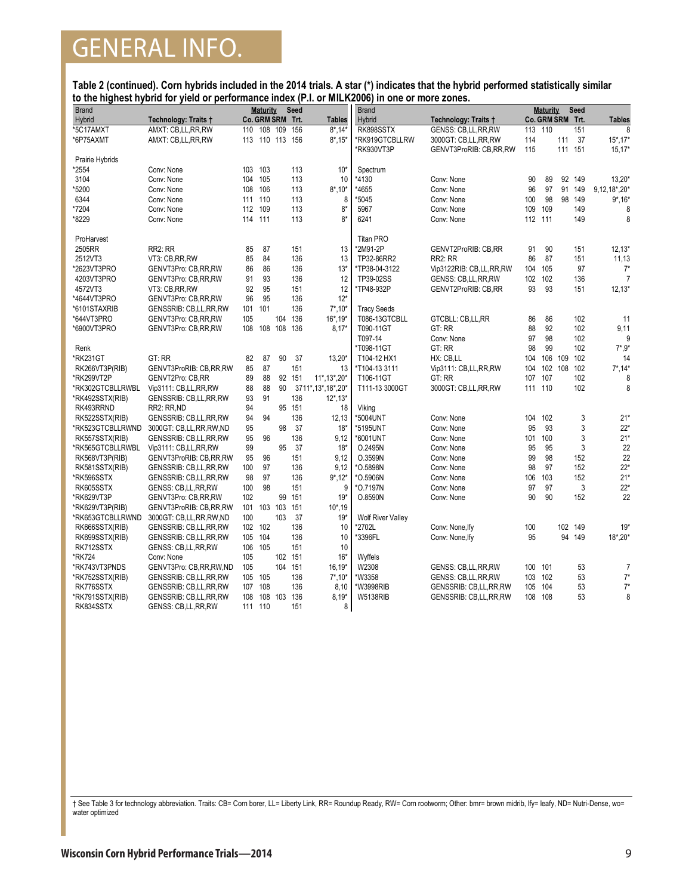# GENERAL INFO.

**Table 2 (continued). Corn hybrids included in the 2014 trials. A star (*) indicates that the hybrid performed statistically similar to the highest hybrid for yield or performance index (P.I. or MILK2006) in one or more zones.**

| Brand Hybrid | Technology: Traits † | Maturity Co. | GRM | SRM | Seed Trt. | Tables |
|---|---|---|---|---|---|---|
| *5C17AMXT | AMXT: CB,LL,RR,RW | 110 | 108 | 109 | 156 | 8*,14* |
| *6P75AXMT | AMXT: CB,LL,RR,RW | 113 | 110 | 113 | 156 | 8*,15* |
| **Prairie Hybrids** | | | | | | |
| *2554 | Conv: None | 103 | 103 | | 113 | 10* |
| 3104 | Conv: None | 104 | 105 | | 113 | 10 |
| *5200 | Conv: None | 108 | 106 | | 113 | 8*,10* |
| 6344 | Conv: None | 111 | 110 | | 113 | 8 |
| *7204 | Conv: None | 112 | 109 | | 113 | 8* |
| *8229 | Conv: None | 114 | 111 | | 113 | 8* |
| **ProHarvest** | | | | | | |
| 2505RR | RR2: RR | 85 | 87 | | 151 | 13 |
| 2512VT3 | VT3: CB,RR,RW | 85 | 84 | | 136 | 13 |
| *2623VT3PRO | GENVT3Pro: CB,RR,RW | 86 | 86 | | 136 | 13* |
| 4203VT3PRO | GENVT3Pro: CB,RR,RW | 91 | 93 | | 136 | 12 |
| 4572VT3 | VT3: CB,RR,RW | 92 | 95 | | 151 | 12 |
| *4644VT3PRO | GENVT3Pro: CB,RR,RW | 96 | 95 | | 136 | 12* |
| *6101STAXRIB | GENSSRIB: CB,LL,RR,RW | 101 | 101 | | 136 | 7*,10* |
| *644VT3PRO | GENVT3Pro: CB,RR,RW | 105 | | 104 | 136 | 16*,19* |
| *6900VT3PRO | GENVT3Pro: CB,RR,RW | 108 | 108 | 108 | 136 | 8,17* |
| **Renk** | | | | | | |
| *RK231GT | GT: RR | 82 | 87 | 90 | 37 | 13,20* |
| RK266VT3P(RIB) | GENVT3ProRIB: CB,RR,RW | 85 | 87 | | 151 | 13 |
| *RK299VT2P | GENVT2Pro: CB,RR | 89 | 88 | 92 | 151 | 11*,13*,20* |
| *RK302GTCBLLRWBL | Vip3111: CB,LL,RR,RW | 88 | 88 | 90 | 37 | 11*,13*,18*,20* |
| *RK492SSTX(RIB) | GENSSRIB: CB,LL,RR,RW | 93 | 91 | | 136 | 12*,13* |
| RK493RRND | RR2: RR,ND | 94 | | 95 | 151 | 18 |
| RK522SSTX(RIB) | GENSSRIB: CB,LL,RR,RW | 94 | 94 | | 136 | 12,13 |
| *RK523GTCBLLRWND | 3000GT: CB,LL,RR,RW,ND | 95 | | 98 | 37 | 18* |
| RK557SSTX(RIB) | GENSSRIB: CB,LL,RR,RW | 95 | 96 | | 136 | 9,12 |
| *RK565GTCBLLRWBL | Vip3111: CB,LL,RR,RW | 99 | | 95 | 37 | 18* |
| RK568VT3P(RIB) | GENVT3ProRIB: CB,RR,RW | 95 | 96 | | 151 | 9,12 |
| RK581SSTX(RIB) | GENSSRIB: CB,LL,RR,RW | 100 | 97 | | 136 | 9,12 |
| *RK596SSTX | GENSSRIB: CB,LL,RR,RW | 98 | 97 | | 136 | 9*,12* |
| RK605SSTX | GENSS: CB,LL,RR,RW | 100 | 98 | | 151 | 9 |
| *RK629VT3P | GENVT3Pro: CB,RR,RW | 102 | | 99 | 151 | 19* |
| *RK629VT3P(RIB) | GENVT3ProRIB: CB,RR,RW | 101 | 103 | 103 | 151 | 10*,19 |
| *RK653GTCBLLRWND | 3000GT: CB,LL,RR,RW,ND | 100 | | 103 | 37 | 19* |
| RK666SSTX(RIB) | GENSSRIB: CB,LL,RR,RW | 102 | 102 | | 136 | 10 |
| RK699SSTX(RIB) | GENSSRIB: CB,LL,RR,RW | 105 | 104 | | 136 | 10 |
| RK712SSTX | GENSS: CB,LL,RR,RW | 106 | 105 | | 151 | 10 |
| *RK724 | Conv: None | 105 | | 102 | 151 | 16* |
| *RK743VT3PNDS | GENVT3Pro: CB,RR,RW,ND | 105 | | 104 | 151 | 16,19* |
| *RK752SSTX(RIB) | GENSSRIB: CB,LL,RR,RW | 105 | 105 | | 136 | 7*,10* |
| RK776SSTX | GENSSRIB: CB,LL,RR,RW | 107 | 108 | | 136 | 8,10 |
| *RK791SSTX(RIB) | GENSSRIB: CB,LL,RR,RW | 108 | 108 | 103 | 136 | 8,19* |
| RK834SSTX | GENSS: CB,LL,RR,RW | 111 | 110 | | 151 | 8 |
| RK898SSTX | GENSS: CB,LL,RR,RW | 113 | 110 | | 151 | 8 |
| *RK919GTCBLLRW | 3000GT: CB,LL,RR,RW | 114 | | 111 | 37 | 15*,17* |
| *RK930VT3P | GENVT3ProRIB: CB,RR,RW | 115 | | 111 | 151 | 15,17* |
| **Spectrum** | | | | | | |
| *4130 | Conv: None | 90 | 89 | 92 | 149 | 13,20* |
| *4655 | Conv: None | 96 | 97 | 91 | 149 | 9,12,18*,20* |
| *5045 | Conv: None | 100 | 98 | 98 | 149 | 9*,16* |
| 5967 | Conv: None | 109 | 109 | | 149 | 8 |
| 6241 | Conv: None | 112 | 111 | | 149 | 8 |
| **Titan PRO** | | | | | | |
| *2M91-2P | GENVT2ProRIB: CB,RR | 91 | 90 | | 151 | 12,13* |
| TP32-86RR2 | RR2: RR | 86 | 87 | | 151 | 11,13 |
| *TP38-04-3122 | Vip3122RIB: CB,LL,RR,RW | 104 | 105 | | 97 | 7* |
| TP39-02SS | GENSS: CB,LL,RR,RW | 102 | 102 | | 136 | 7 |
| *TP48-932P | GENVT2ProRIB: CB,RR | 93 | 93 | | 151 | 12,13* |
| **Tracy Seeds** | | | | | | |
| T086-13GTCBLL | GTCBLL: CB,LL,RR | 86 | 86 | | 102 | 11 |
| T090-11GT | GT: RR | 88 | 92 | | 102 | 9,11 |
| T097-14 | Conv: None | 97 | 98 | | 102 | 9 |
| *T098-11GT | GT: RR | 98 | 99 | | 102 | 7*,9* |
| T104-12 HX1 | HX: CB,LL | 104 | 106 | 109 | 102 | 14 |
| *T104-13 3111 | Vip3111: CB,LL,RR,RW | 104 | 102 | 108 | 102 | 7*,14* |
| T106-11GT | GT: RR | 107 | 107 | | 102 | 8 |
| T111-13 3000GT | 3000GT: CB,LL,RR,RW | 111 | 110 | | 102 | 8 |
| **Viking** | | | | | | |
| *5004UNT | Conv: None | 104 | 102 | | 3 | 21* |
| *5195UNT | Conv: None | 95 | 93 | | 3 | 22* |
| *6001UNT | Conv: None | 101 | 100 | | 3 | 21* |
| O.2495N | Conv: None | 95 | 95 | | 3 | 22 |
| O.3599N | Conv: None | 99 | 98 | | 152 | 22 |
| *O.5898N | Conv: None | 98 | 97 | | 152 | 22* |
| *O.5906N | Conv: None | 106 | 103 | | 152 | 21* |
| *O.7197N | Conv: None | 97 | 97 | | 3 | 22* |
| O.8590N | Conv: None | 90 | 90 | | 152 | 22 |
| **Wolf River Valley** | | | | | | |
| *2702L | Conv: None,lfy | 100 | | 102 | 149 | 19* |
| *3396FL | Conv: None,lfy | 95 | | 94 | 149 | 18*,20* |
| **Wyffels** | | | | | | |
| W2308 | GENSS: CB,LL,RR,RW | 100 | 101 | | 53 | 7 |
| *W3358 | GENSS: CB,LL,RR,RW | 103 | 102 | | 53 | 7* |
| *W3998RIB | GENSSRIB: CB,LL,RR,RW | 105 | 104 | | 53 | 7* |
| W5138RIB | GENSSRIB: CB,LL,RR,RW | 108 | 108 | | 53 | 8 |

† See Table 3 for technology abbreviation. Traits: CB= Corn borer, LL= Liberty Link, RR= Roundup Ready, RW= Corn rootworm; Other: bmr= brown midrib, lfy= leafy, ND= Nutri-Dense, wo= water optimized